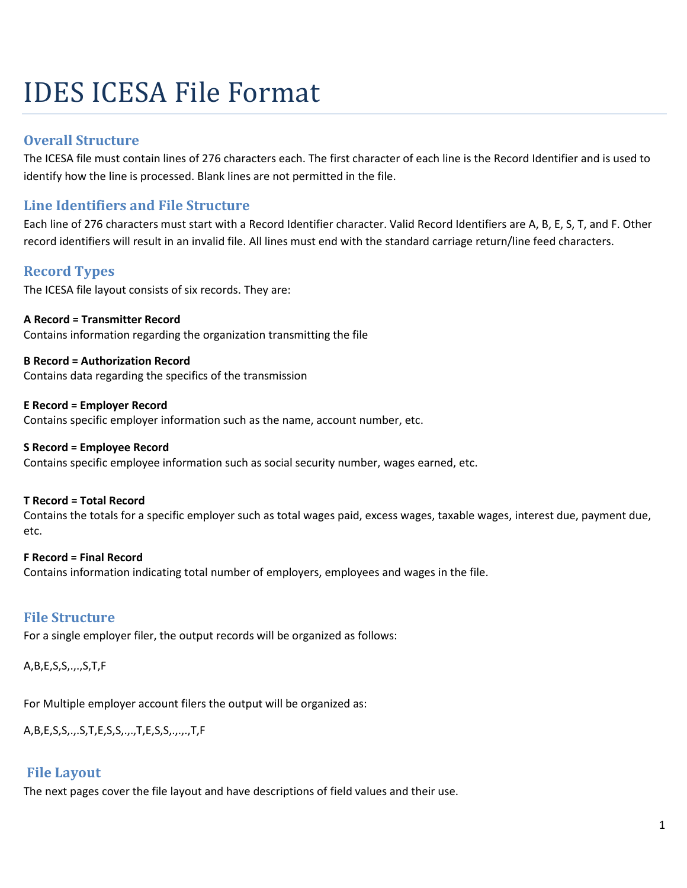# IDES ICESA File Format

## Overall Structure

The ICESA file must contain lines of 276 characters each. The first character of each line is the Record Identifier and is used to identify how the line is processed. Blank lines are not permitted in the file.

## Line Identifiers and File Structure

Each line of 276 characters must start with a Record Identifier character. Valid Record Identifiers are A, B, E, S, T, and F. Other record identifiers will result in an invalid file. All lines must end with the standard carriage return/line feed characters.

## Record Types

The ICESA file layout consists of six records. They are:

**A Record = Transmitter Record**
Contains information regarding the organization transmitting the file

**B Record = Authorization Record**
Contains data regarding the specifics of the transmission

**E Record = Employer Record**
Contains specific employer information such as the name, account number, etc.

**S Record = Employee Record**
Contains specific employee information such as social security number, wages earned, etc.

**T Record = Total Record**
Contains the totals for a specific employer such as total wages paid, excess wages, taxable wages, interest due, payment due, etc.

**F Record = Final Record**
Contains information indicating total number of employers, employees and wages in the file.

## File Structure

For a single employer filer, the output records will be organized as follows:

A,B,E,S,S,.,.,S,T,F

For Multiple employer account filers the output will be organized as:

A,B,E,S,S,.,.S,T,E,S,S,.,.,T,E,S,S,.,.,.,T,F

## File Layout

The next pages cover the file layout and have descriptions of field values and their use.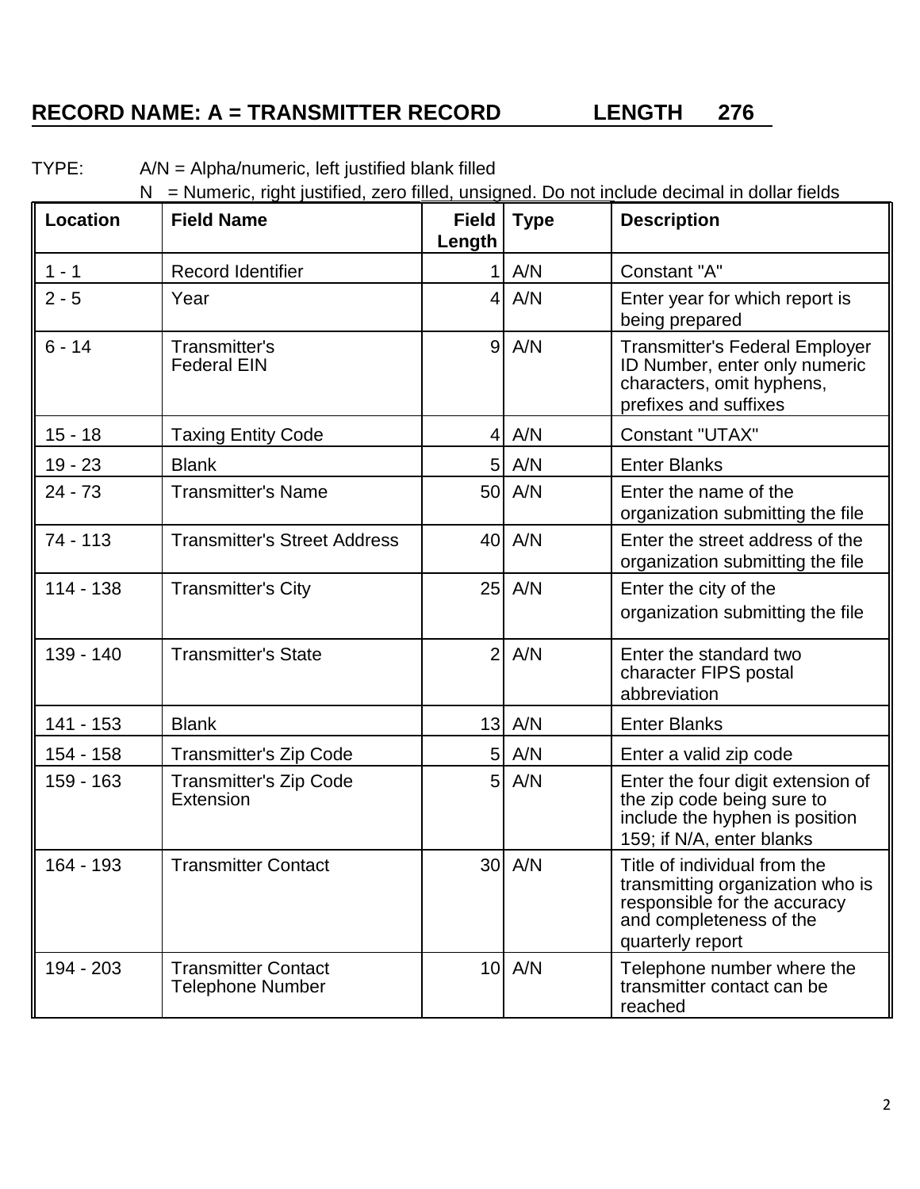## RECORD NAME: A = TRANSMITTER RECORD LENGTH 276

TYPE: A/N = Alpha/numeric, left justified blank filled

N = Numeric, right justified, zero filled, unsigned. Do not include decimal in dollar fields

| Location | Field Name | Field Length | Type | Description |
|---|---|---|---|---|
| 1 - 1 | Record Identifier | 1 | A/N | Constant "A" |
| 2 - 5 | Year | 4 | A/N | Enter year for which report is being prepared |
| 6 - 14 | Transmitter's Federal EIN | 9 | A/N | Transmitter's Federal Employer ID Number, enter only numeric characters, omit hyphens, prefixes and suffixes |
| 15 - 18 | Taxing Entity Code | 4 | A/N | Constant "UTAX" |
| 19 - 23 | Blank | 5 | A/N | Enter Blanks |
| 24 - 73 | Transmitter's Name | 50 | A/N | Enter the name of the organization submitting the file |
| 74 - 113 | Transmitter's Street Address | 40 | A/N | Enter the street address of the organization submitting the file |
| 114 - 138 | Transmitter's City | 25 | A/N | Enter the city of the organization submitting the file |
| 139 - 140 | Transmitter's State | 2 | A/N | Enter the standard two character FIPS postal abbreviation |
| 141 - 153 | Blank | 13 | A/N | Enter Blanks |
| 154 - 158 | Transmitter's Zip Code | 5 | A/N | Enter a valid zip code |
| 159 - 163 | Transmitter's Zip Code Extension | 5 | A/N | Enter the four digit extension of the zip code being sure to include the hyphen is position 159; if N/A, enter blanks |
| 164 - 193 | Transmitter Contact | 30 | A/N | Title of individual from the transmitting organization who is responsible for the accuracy and completeness of the quarterly report |
| 194 - 203 | Transmitter Contact Telephone Number | 10 | A/N | Telephone number where the transmitter contact can be reached |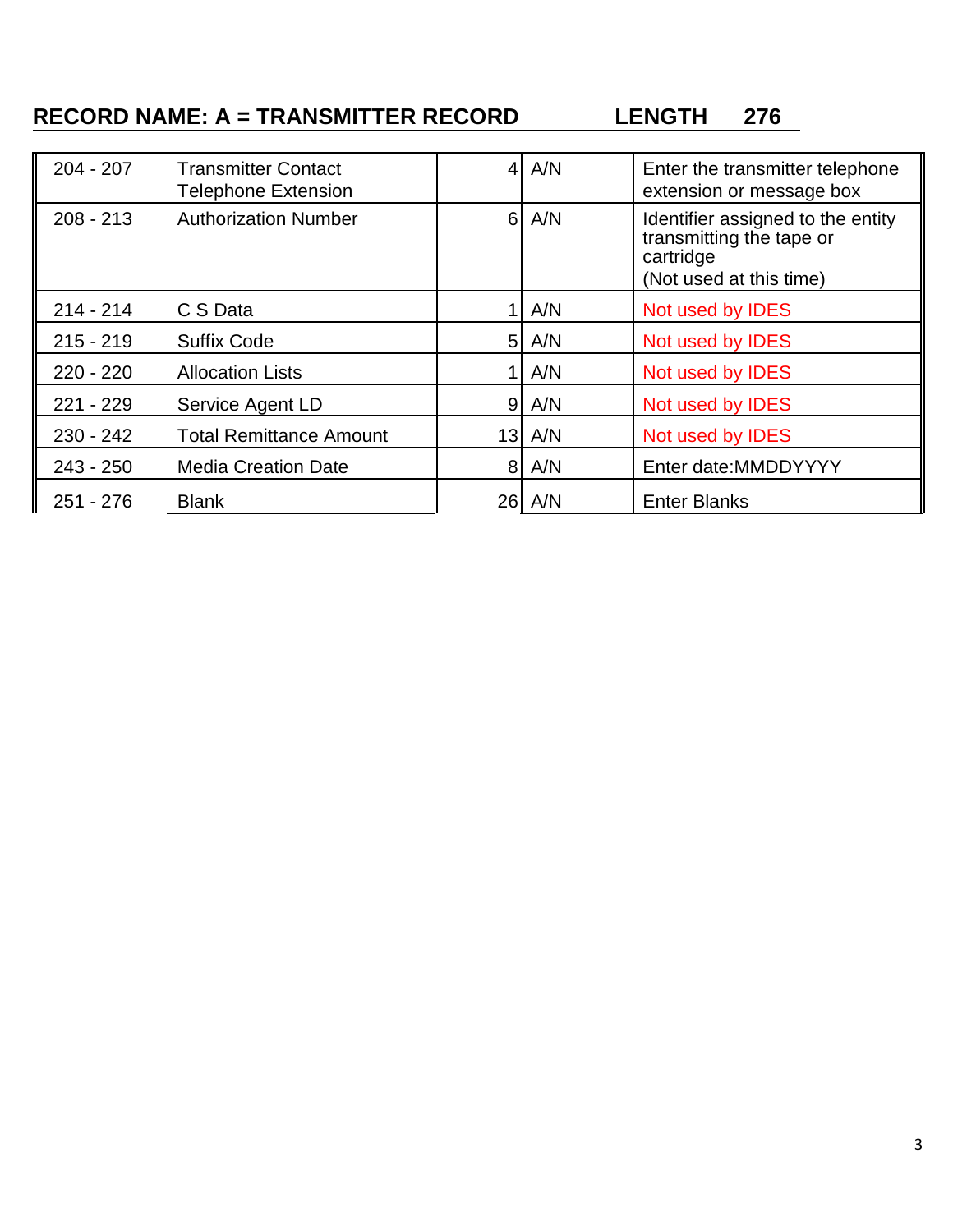## RECORD NAME: A = TRANSMITTER RECORD LENGTH 276

| | | | | |
|---|---|---|---|---|
| 204 - 207 | Transmitter Contact Telephone Extension | 4 | A/N | Enter the transmitter telephone extension or message box |
| 208 - 213 | Authorization Number | 6 | A/N | Identifier assigned to the entity transmitting the tape or cartridge (Not used at this time) |
| 214 - 214 | C S Data | 1 | A/N | Not used by IDES |
| 215 - 219 | Suffix Code | 5 | A/N | Not used by IDES |
| 220 - 220 | Allocation Lists | 1 | A/N | Not used by IDES |
| 221 - 229 | Service Agent LD | 9 | A/N | Not used by IDES |
| 230 - 242 | Total Remittance Amount | 13 | A/N | Not used by IDES |
| 243 - 250 | Media Creation Date | 8 | A/N | Enter date:MMDDYYYY |
| 251 - 276 | Blank | 26 | A/N | Enter Blanks |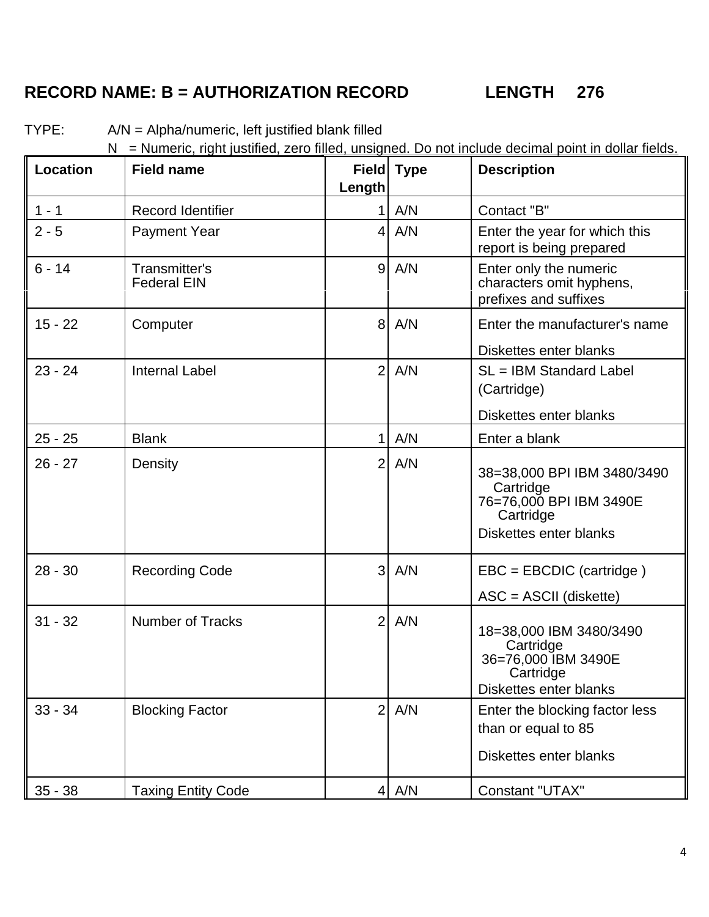## RECORD NAME: B = AUTHORIZATION RECORD LENGTH 276

TYPE: A/N = Alpha/numeric, left justified blank filled

N = Numeric, right justified, zero filled, unsigned. Do not include decimal point in dollar fields.

| Location | Field name | Field Length | Type | Description |
|---|---|---|---|---|
| 1 - 1 | Record Identifier | 1 | A/N | Contact "B" |
| 2 - 5 | Payment Year | 4 | A/N | Enter the year for which this report is being prepared |
| 6 - 14 | Transmitter's Federal EIN | 9 | A/N | Enter only the numeric characters omit hyphens, prefixes and suffixes |
| 15 - 22 | Computer | 8 | A/N | Enter the manufacturer's name<br>Diskettes enter blanks |
| 23 - 24 | Internal Label | 2 | A/N | SL = IBM Standard Label (Cartridge)<br>Diskettes enter blanks |
| 25 - 25 | Blank | 1 | A/N | Enter a blank |
| 26 - 27 | Density | 2 | A/N | 38=38,000 BPI IBM 3480/3490 Cartridge<br>76=76,000 BPI IBM 3490E Cartridge<br>Diskettes enter blanks |
| 28 - 30 | Recording Code | 3 | A/N | EBC = EBCDIC (cartridge )<br>ASC = ASCII (diskette) |
| 31 - 32 | Number of Tracks | 2 | A/N | 18=38,000 IBM 3480/3490 Cartridge<br>36=76,000 IBM 3490E Cartridge<br>Diskettes enter blanks |
| 33 - 34 | Blocking Factor | 2 | A/N | Enter the blocking factor less than or equal to 85<br>Diskettes enter blanks |
| 35 - 38 | Taxing Entity Code | 4 | A/N | Constant "UTAX" |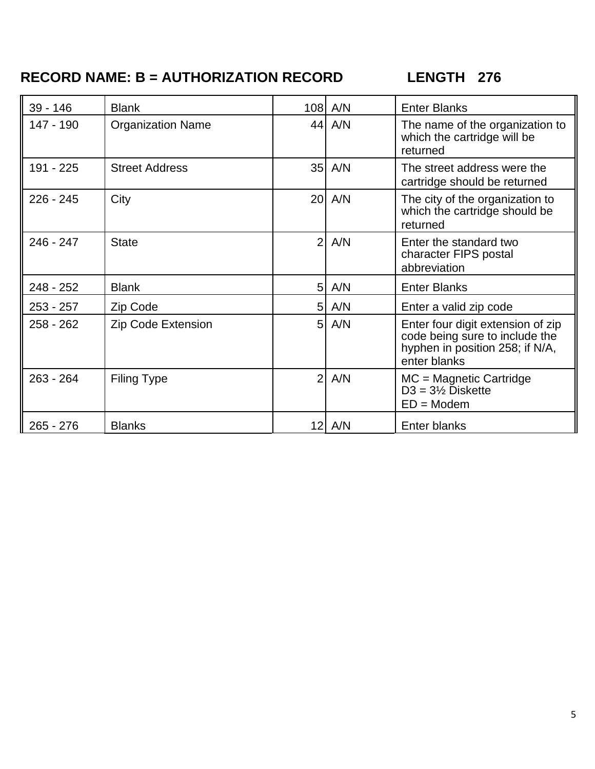## RECORD NAME: B = AUTHORIZATION RECORD LENGTH 276

| | | | | |
|---|---|---|---|---|
| 39 - 146 | Blank | 108 | A/N | Enter Blanks |
| 147 - 190 | Organization Name | 44 | A/N | The name of the organization to which the cartridge will be returned |
| 191 - 225 | Street Address | 35 | A/N | The street address were the cartridge should be returned |
| 226 - 245 | City | 20 | A/N | The city of the organization to which the cartridge should be returned |
| 246 - 247 | State | 2 | A/N | Enter the standard two character FIPS postal abbreviation |
| 248 - 252 | Blank | 5 | A/N | Enter Blanks |
| 253 - 257 | Zip Code | 5 | A/N | Enter a valid zip code |
| 258 - 262 | Zip Code Extension | 5 | A/N | Enter four digit extension of zip code being sure to include the hyphen in position 258; if N/A, enter blanks |
| 263 - 264 | Filing Type | 2 | A/N | MC = Magnetic Cartridge<br>D3 = 3½ Diskette<br>ED = Modem |
| 265 - 276 | Blanks | 12 | A/N | Enter blanks |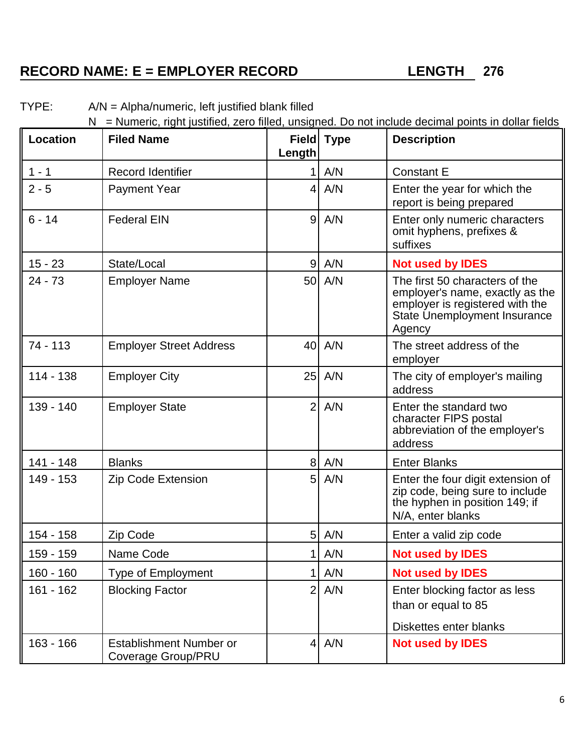## RECORD NAME: E = EMPLOYER RECORD    LENGTH 276

TYPE: A/N = Alpha/numeric, left justified blank filled

N = Numeric, right justified, zero filled, unsigned. Do not include decimal points in dollar fields

| Location | Filed Name | Field Length | Type | Description |
|---|---|---|---|---|
| 1 - 1 | Record Identifier | 1 | A/N | Constant E |
| 2 - 5 | Payment Year | 4 | A/N | Enter the year for which the report is being prepared |
| 6 - 14 | Federal EIN | 9 | A/N | Enter only numeric characters omit hyphens, prefixes & suffixes |
| 15 - 23 | State/Local | 9 | A/N | **Not used by IDES** |
| 24 - 73 | Employer Name | 50 | A/N | The first 50 characters of the employer's name, exactly as the employer is registered with the State Unemployment Insurance Agency |
| 74 - 113 | Employer Street Address | 40 | A/N | The street address of the employer |
| 114 - 138 | Employer City | 25 | A/N | The city of employer's mailing address |
| 139 - 140 | Employer State | 2 | A/N | Enter the standard two character FIPS postal abbreviation of the employer's address |
| 141 - 148 | Blanks | 8 | A/N | Enter Blanks |
| 149 - 153 | Zip Code Extension | 5 | A/N | Enter the four digit extension of zip code, being sure to include the hyphen in position 149; if N/A, enter blanks |
| 154 - 158 | Zip Code | 5 | A/N | Enter a valid zip code |
| 159 - 159 | Name Code | 1 | A/N | **Not used by IDES** |
| 160 - 160 | Type of Employment | 1 | A/N | **Not used by IDES** |
| 161 - 162 | Blocking Factor | 2 | A/N | Enter blocking factor as less than or equal to 85<br><br>Diskettes enter blanks |
| 163 - 166 | Establishment Number or Coverage Group/PRU | 4 | A/N | **Not used by IDES** |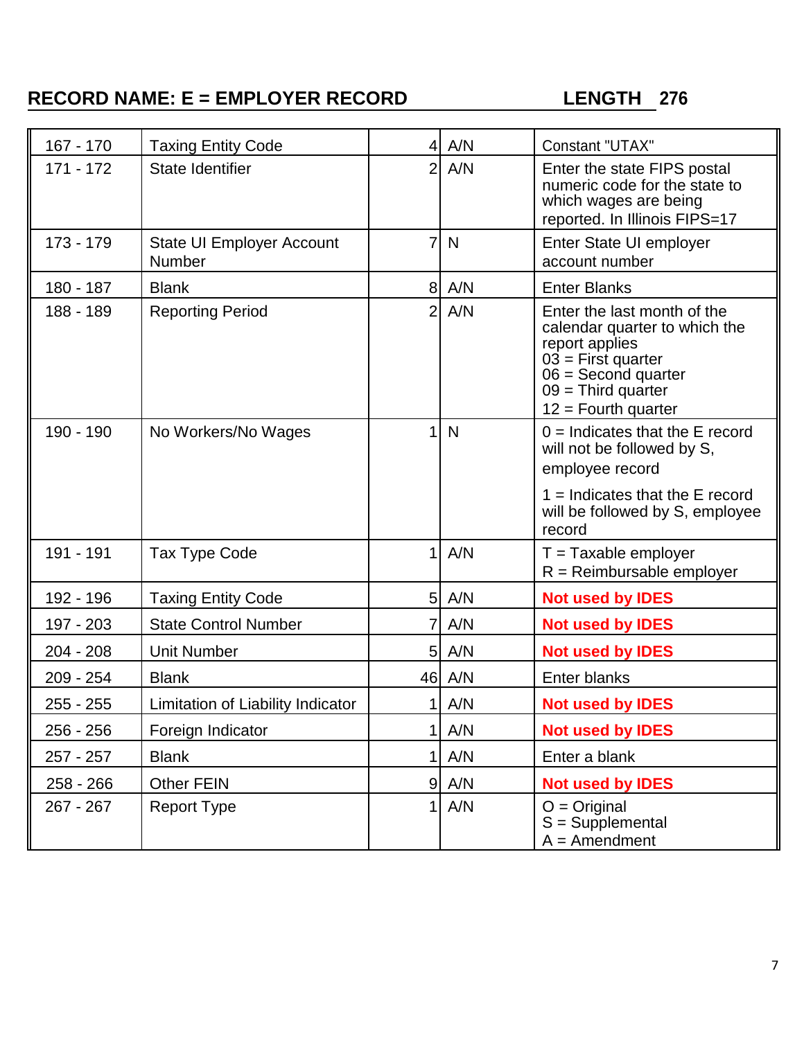## RECORD NAME: E = EMPLOYER RECORD LENGTH 276

| | | | | |
|---|---|---|---|---|
| 167 - 170 | Taxing Entity Code | 4 | A/N | Constant "UTAX" |
| 171 - 172 | State Identifier | 2 | A/N | Enter the state FIPS postal numeric code for the state to which wages are being reported. In Illinois FIPS=17 |
| 173 - 179 | State UI Employer Account Number | 7 | N | Enter State UI employer account number |
| 180 - 187 | Blank | 8 | A/N | Enter Blanks |
| 188 - 189 | Reporting Period | 2 | A/N | Enter the last month of the calendar quarter to which the report applies<br>03 = First quarter<br>06 = Second quarter<br>09 = Third quarter<br>12 = Fourth quarter |
| 190 - 190 | No Workers/No Wages | 1 | N | 0 = Indicates that the E record will not be followed by S, employee record<br>1 = Indicates that the E record will be followed by S, employee record |
| 191 - 191 | Tax Type Code | 1 | A/N | T = Taxable employer<br>R = Reimbursable employer |
| 192 - 196 | Taxing Entity Code | 5 | A/N | **Not used by IDES** |
| 197 - 203 | State Control Number | 7 | A/N | **Not used by IDES** |
| 204 - 208 | Unit Number | 5 | A/N | **Not used by IDES** |
| 209 - 254 | Blank | 46 | A/N | Enter blanks |
| 255 - 255 | Limitation of Liability Indicator | 1 | A/N | **Not used by IDES** |
| 256 - 256 | Foreign Indicator | 1 | A/N | **Not used by IDES** |
| 257 - 257 | Blank | 1 | A/N | Enter a blank |
| 258 - 266 | Other FEIN | 9 | A/N | **Not used by IDES** |
| 267 - 267 | Report Type | 1 | A/N | O = Original<br>S = Supplemental<br>A = Amendment |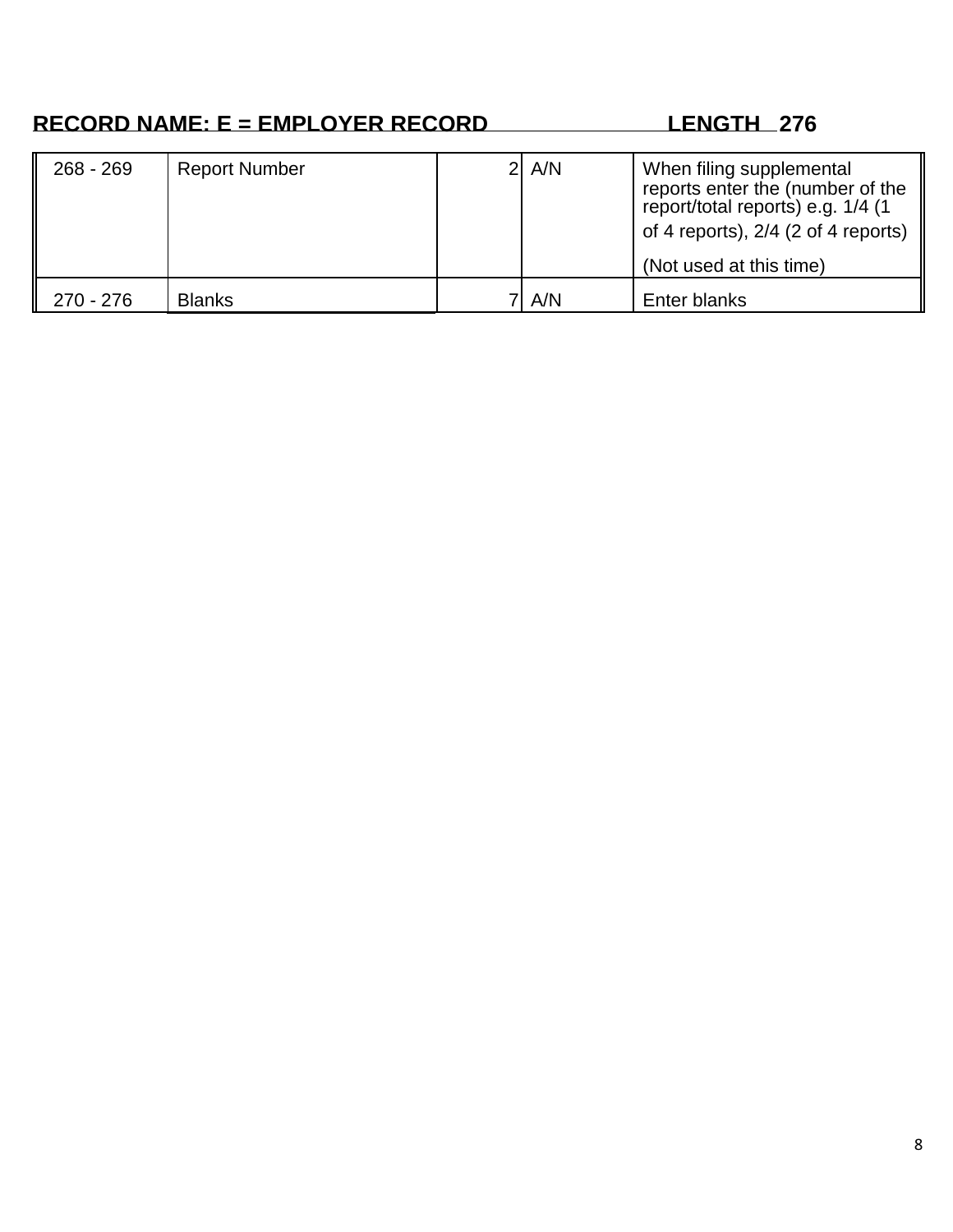**RECORD NAME: E = EMPLOYER RECORD LENGTH 276**

| | | | | |
|---|---|---|---|---|
| 268 - 269 | Report Number | 2 | A/N | When filing supplemental reports enter the (number of the report/total reports) e.g. 1/4 (1 of 4 reports), 2/4 (2 of 4 reports)<br><br>(Not used at this time) |
| 270 - 276 | Blanks | 7 | A/N | Enter blanks |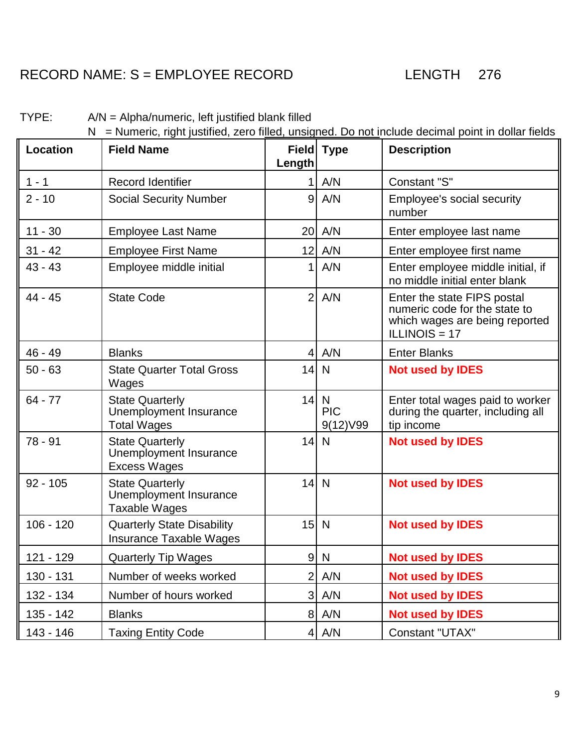RECORD NAME: S = EMPLOYEE RECORD LENGTH 276

TYPE: A/N = Alpha/numeric, left justified blank filled
N = Numeric, right justified, zero filled, unsigned. Do not include decimal point in dollar fields

| Location | Field Name | Field Length | Type | Description |
|---|---|---|---|---|
| 1 - 1 | Record Identifier | 1 | A/N | Constant "S" |
| 2 - 10 | Social Security Number | 9 | A/N | Employee's social security number |
| 11 - 30 | Employee Last Name | 20 | A/N | Enter employee last name |
| 31 - 42 | Employee First Name | 12 | A/N | Enter employee first name |
| 43 - 43 | Employee middle initial | 1 | A/N | Enter employee middle initial, if no middle initial enter blank |
| 44 - 45 | State Code | 2 | A/N | Enter the state FIPS postal numeric code for the state to which wages are being reported ILLINOIS = 17 |
| 46 - 49 | Blanks | 4 | A/N | Enter Blanks |
| 50 - 63 | State Quarter Total Gross Wages | 14 | N | **Not used by IDES** |
| 64 - 77 | State Quarterly Unemployment Insurance Total Wages | 14 | N PIC 9(12)V99 | Enter total wages paid to worker during the quarter, including all tip income |
| 78 - 91 | State Quarterly Unemployment Insurance Excess Wages | 14 | N | **Not used by IDES** |
| 92 - 105 | State Quarterly Unemployment Insurance Taxable Wages | 14 | N | **Not used by IDES** |
| 106 - 120 | Quarterly State Disability Insurance Taxable Wages | 15 | N | **Not used by IDES** |
| 121 - 129 | Quarterly Tip Wages | 9 | N | **Not used by IDES** |
| 130 - 131 | Number of weeks worked | 2 | A/N | **Not used by IDES** |
| 132 - 134 | Number of hours worked | 3 | A/N | **Not used by IDES** |
| 135 - 142 | Blanks | 8 | A/N | **Not used by IDES** |
| 143 - 146 | Taxing Entity Code | 4 | A/N | Constant "UTAX" |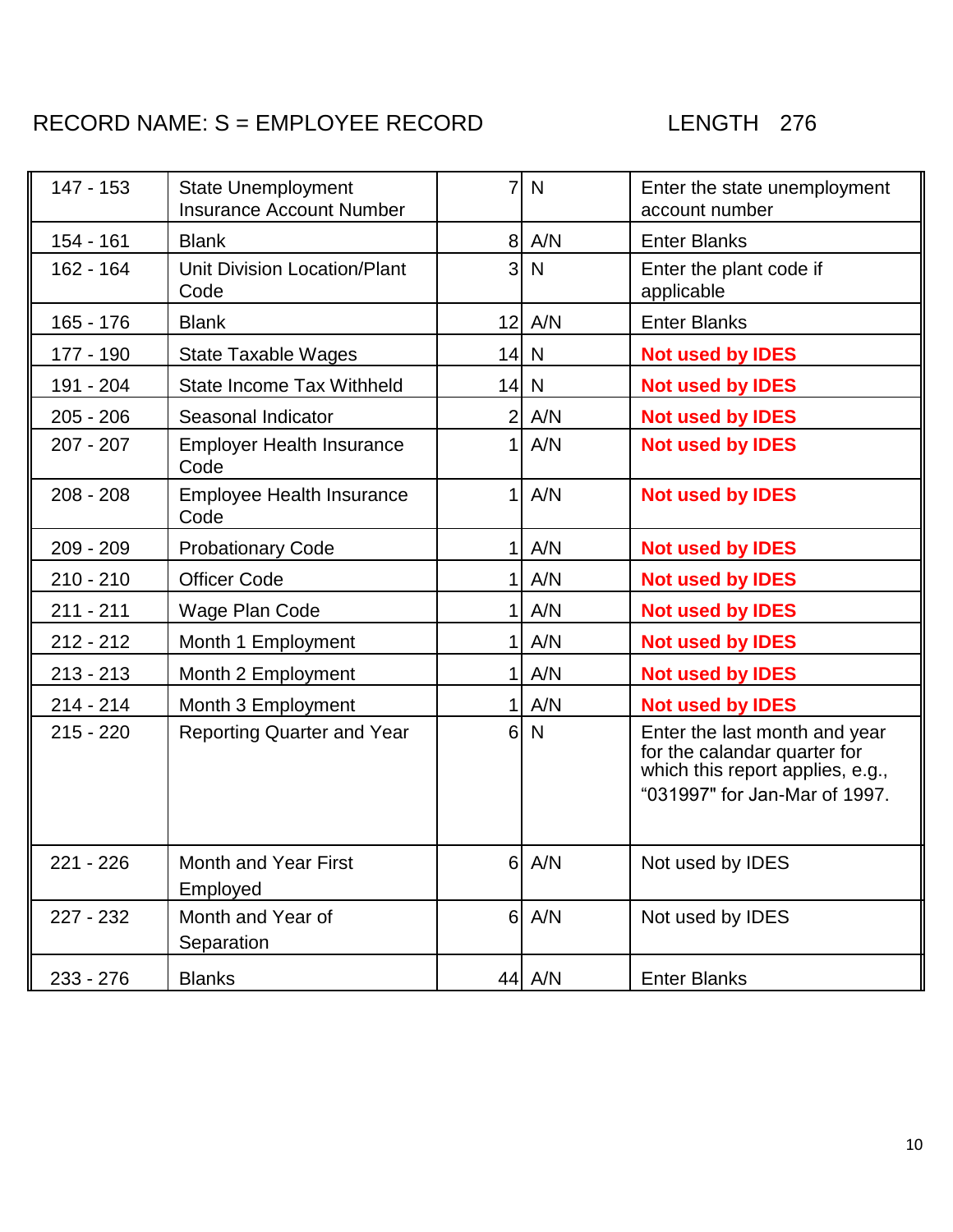RECORD NAME: S = EMPLOYEE RECORD LENGTH 276

| | | | | |
|---|---|---|---|---|
| 147 - 153 | State Unemployment Insurance Account Number | 7 | N | Enter the state unemployment account number |
| 154 - 161 | Blank | 8 | A/N | Enter Blanks |
| 162 - 164 | Unit Division Location/Plant Code | 3 | N | Enter the plant code if applicable |
| 165 - 176 | Blank | 12 | A/N | Enter Blanks |
| 177 - 190 | State Taxable Wages | 14 | N | **Not used by IDES** |
| 191 - 204 | State Income Tax Withheld | 14 | N | **Not used by IDES** |
| 205 - 206 | Seasonal Indicator | 2 | A/N | **Not used by IDES** |
| 207 - 207 | Employer Health Insurance Code | 1 | A/N | **Not used by IDES** |
| 208 - 208 | Employee Health Insurance Code | 1 | A/N | **Not used by IDES** |
| 209 - 209 | Probationary Code | 1 | A/N | **Not used by IDES** |
| 210 - 210 | Officer Code | 1 | A/N | **Not used by IDES** |
| 211 - 211 | Wage Plan Code | 1 | A/N | **Not used by IDES** |
| 212 - 212 | Month 1 Employment | 1 | A/N | **Not used by IDES** |
| 213 - 213 | Month 2 Employment | 1 | A/N | **Not used by IDES** |
| 214 - 214 | Month 3 Employment | 1 | A/N | **Not used by IDES** |
| 215 - 220 | Reporting Quarter and Year | 6 | N | Enter the last month and year for the calandar quarter for which this report applies, e.g., "031997" for Jan-Mar of 1997. |
| 221 - 226 | Month and Year First Employed | 6 | A/N | Not used by IDES |
| 227 - 232 | Month and Year of Separation | 6 | A/N | Not used by IDES |
| 233 - 276 | Blanks | 44 | A/N | Enter Blanks |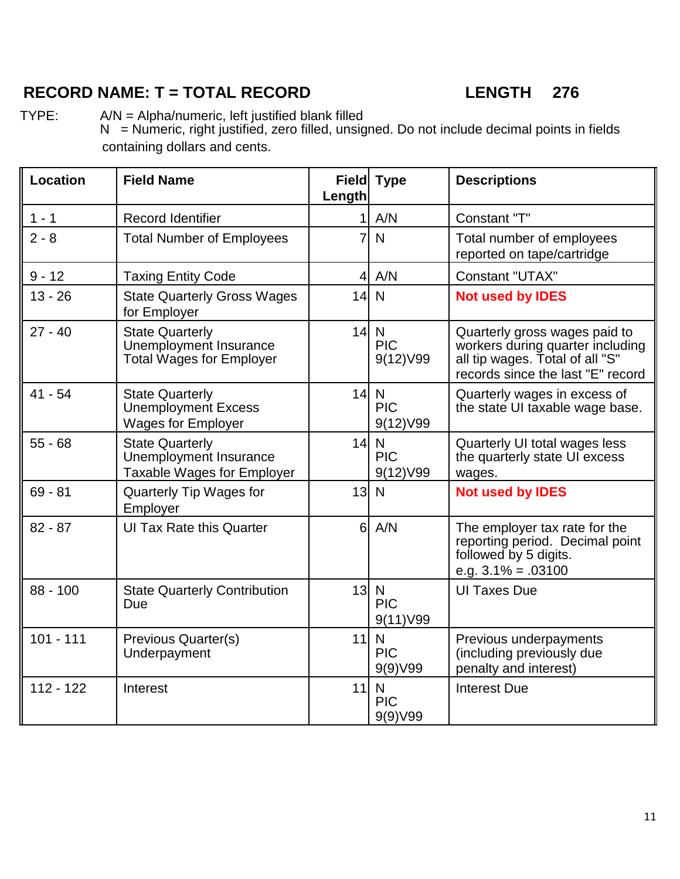## RECORD NAME: T = TOTAL RECORD  LENGTH 276

TYPE: A/N = Alpha/numeric, left justified blank filled
N = Numeric, right justified, zero filled, unsigned. Do not include decimal points in fields containing dollars and cents.

| Location | Field Name | Field Length | Type | Descriptions |
|---|---|---|---|---|
| 1 - 1 | Record Identifier | 1 | A/N | Constant "T" |
| 2 - 8 | Total Number of Employees | 7 | N | Total number of employees reported on tape/cartridge |
| 9 - 12 | Taxing Entity Code | 4 | A/N | Constant "UTAX" |
| 13 - 26 | State Quarterly Gross Wages for Employer | 14 | N | **Not used by IDES** |
| 27 - 40 | State Quarterly Unemployment Insurance Total Wages for Employer | 14 | N PIC 9(12)V99 | Quarterly gross wages paid to workers during quarter including all tip wages. Total of all "S" records since the last "E" record |
| 41 - 54 | State Quarterly Unemployment Excess Wages for Employer | 14 | N PIC 9(12)V99 | Quarterly wages in excess of the state UI taxable wage base. |
| 55 - 68 | State Quarterly Unemployment Insurance Taxable Wages for Employer | 14 | N PIC 9(12)V99 | Quarterly UI total wages less the quarterly state UI excess wages. |
| 69 - 81 | Quarterly Tip Wages for Employer | 13 | N | **Not used by IDES** |
| 82 - 87 | UI Tax Rate this Quarter | 6 | A/N | The employer tax rate for the reporting period. Decimal point followed by 5 digits. e.g. 3.1% = .03100 |
| 88 - 100 | State Quarterly Contribution Due | 13 | N PIC 9(11)V99 | UI Taxes Due |
| 101 - 111 | Previous Quarter(s) Underpayment | 11 | N PIC 9(9)V99 | Previous underpayments (including previously due penalty and interest) |
| 112 - 122 | Interest | 11 | N PIC 9(9)V99 | Interest Due |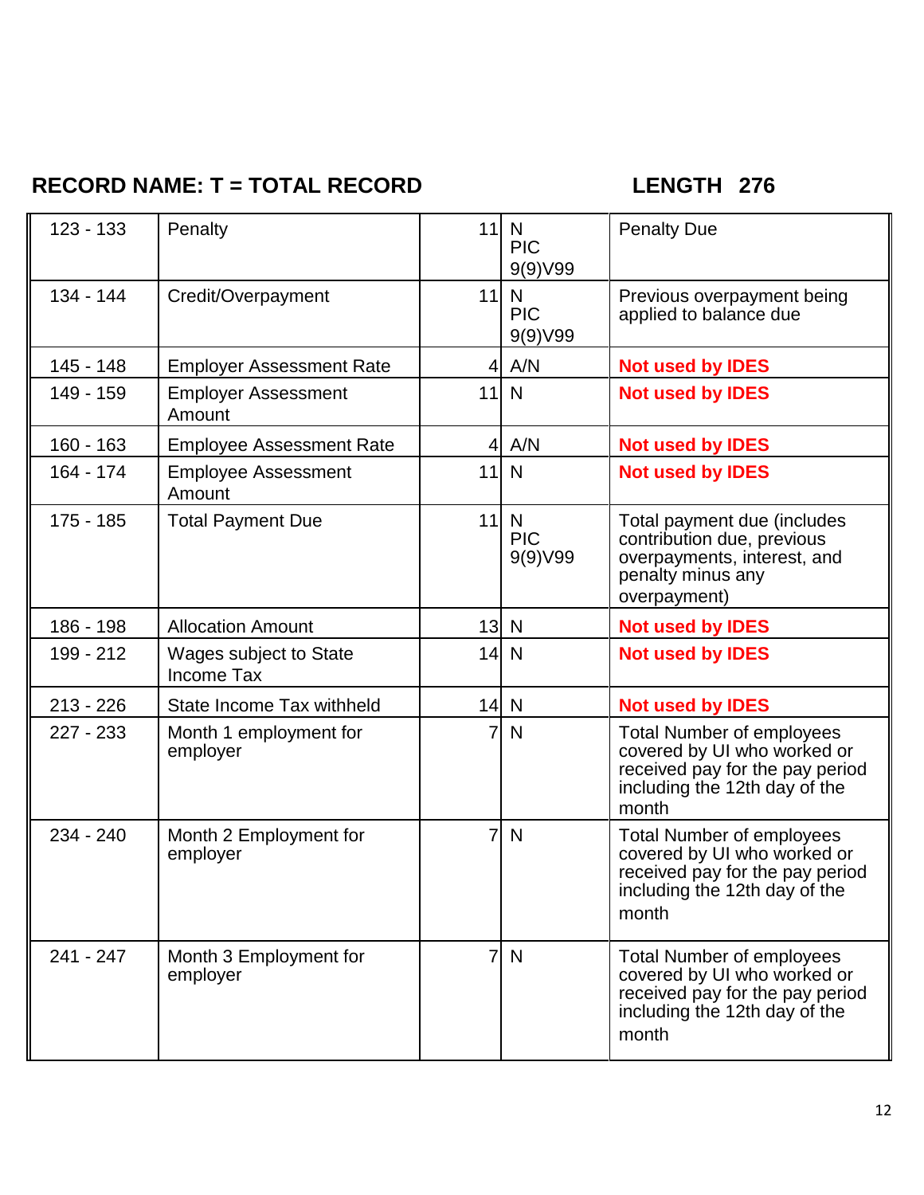**RECORD NAME: T = TOTAL RECORD** **LENGTH 276**

| | | | | |
|---|---|---|---|---|
| 123 - 133 | Penalty | 11 | N PIC 9(9)V99 | Penalty Due |
| 134 - 144 | Credit/Overpayment | 11 | N PIC 9(9)V99 | Previous overpayment being applied to balance due |
| 145 - 148 | Employer Assessment Rate | 4 | A/N | **Not used by IDES** |
| 149 - 159 | Employer Assessment Amount | 11 | N | **Not used by IDES** |
| 160 - 163 | Employee Assessment Rate | 4 | A/N | **Not used by IDES** |
| 164 - 174 | Employee Assessment Amount | 11 | N | **Not used by IDES** |
| 175 - 185 | Total Payment Due | 11 | N PIC 9(9)V99 | Total payment due (includes contribution due, previous overpayments, interest, and penalty minus any overpayment) |
| 186 - 198 | Allocation Amount | 13 | N | **Not used by IDES** |
| 199 - 212 | Wages subject to State Income Tax | 14 | N | **Not used by IDES** |
| 213 - 226 | State Income Tax withheld | 14 | N | **Not used by IDES** |
| 227 - 233 | Month 1 employment for employer | 7 | N | Total Number of employees covered by UI who worked or received pay for the pay period including the 12th day of the month |
| 234 - 240 | Month 2 Employment for employer | 7 | N | Total Number of employees covered by UI who worked or received pay for the pay period including the 12th day of the month |
| 241 - 247 | Month 3 Employment for employer | 7 | N | Total Number of employees covered by UI who worked or received pay for the pay period including the 12th day of the month |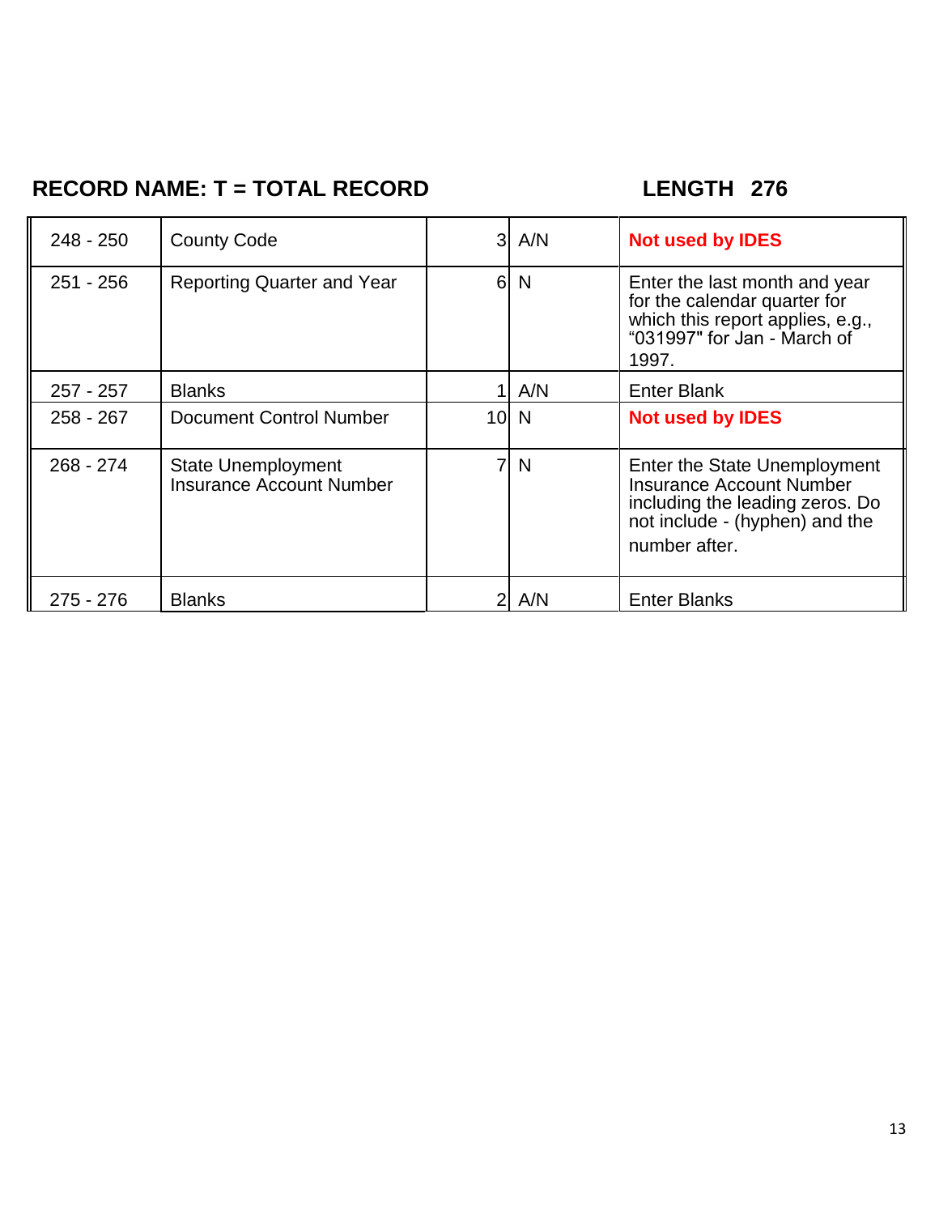**RECORD NAME: T = TOTAL RECORD** **LENGTH 276**

| | | | | |
|---|---|---|---|---|
| 248 - 250 | County Code | 3 | A/N | **Not used by IDES** |
| 251 - 256 | Reporting Quarter and Year | 6 | N | Enter the last month and year for the calendar quarter for which this report applies, e.g., "031997" for Jan - March of 1997. |
| 257 - 257 | Blanks | 1 | A/N | Enter Blank |
| 258 - 267 | Document Control Number | 10 | N | **Not used by IDES** |
| 268 - 274 | State Unemployment Insurance Account Number | 7 | N | Enter the State Unemployment Insurance Account Number including the leading zeros. Do not include - (hyphen) and the number after. |
| 275 - 276 | Blanks | 2 | A/N | Enter Blanks |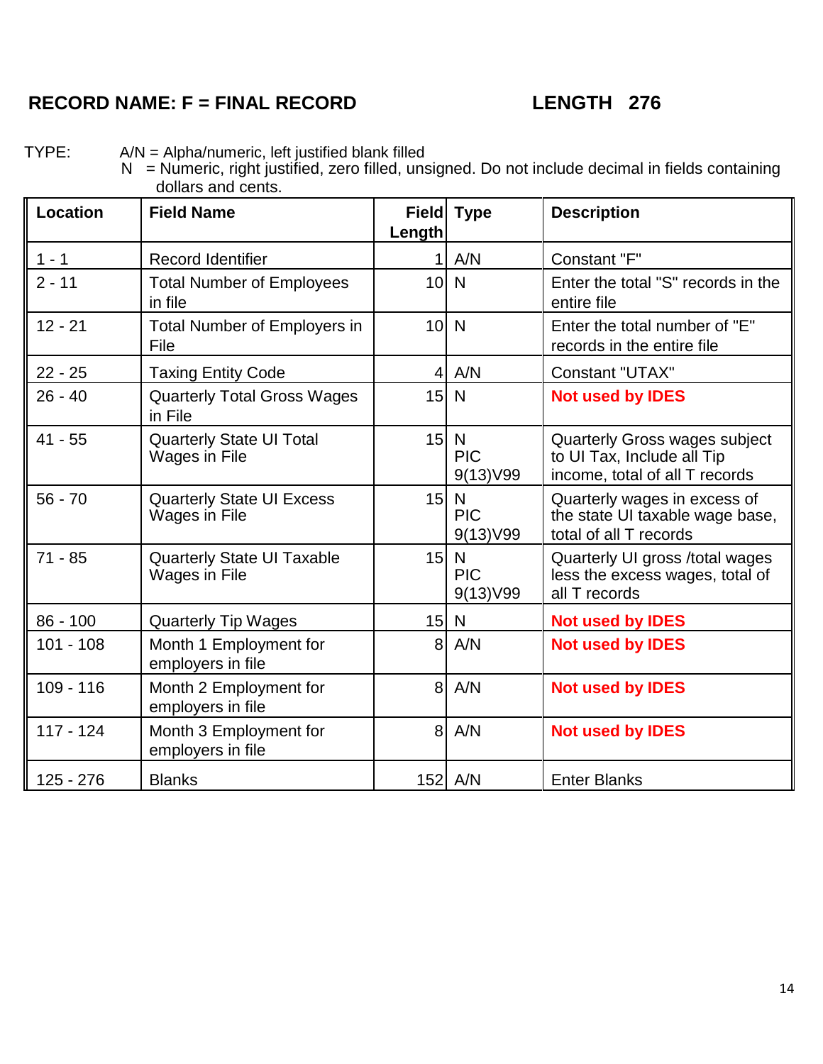## RECORD NAME: F = FINAL RECORD LENGTH 276

TYPE: A/N = Alpha/numeric, left justified blank filled
N = Numeric, right justified, zero filled, unsigned. Do not include decimal in fields containing dollars and cents.

| Location | Field Name | Field Length | Type | Description |
|---|---|---|---|---|
| 1 - 1 | Record Identifier | 1 | A/N | Constant "F" |
| 2 - 11 | Total Number of Employees in file | 10 | N | Enter the total "S" records in the entire file |
| 12 - 21 | Total Number of Employers in File | 10 | N | Enter the total number of "E" records in the entire file |
| 22 - 25 | Taxing Entity Code | 4 | A/N | Constant "UTAX" |
| 26 - 40 | Quarterly Total Gross Wages in File | 15 | N | **Not used by IDES** |
| 41 - 55 | Quarterly State UI Total Wages in File | 15 | N PIC 9(13)V99 | Quarterly Gross wages subject to UI Tax, Include all Tip income, total of all T records |
| 56 - 70 | Quarterly State UI Excess Wages in File | 15 | N PIC 9(13)V99 | Quarterly wages in excess of the state UI taxable wage base, total of all T records |
| 71 - 85 | Quarterly State UI Taxable Wages in File | 15 | N PIC 9(13)V99 | Quarterly UI gross /total wages less the excess wages, total of all T records |
| 86 - 100 | Quarterly Tip Wages | 15 | N | **Not used by IDES** |
| 101 - 108 | Month 1 Employment for employers in file | 8 | A/N | **Not used by IDES** |
| 109 - 116 | Month 2 Employment for employers in file | 8 | A/N | **Not used by IDES** |
| 117 - 124 | Month 3 Employment for employers in file | 8 | A/N | **Not used by IDES** |
| 125 - 276 | Blanks | 152 | A/N | Enter Blanks |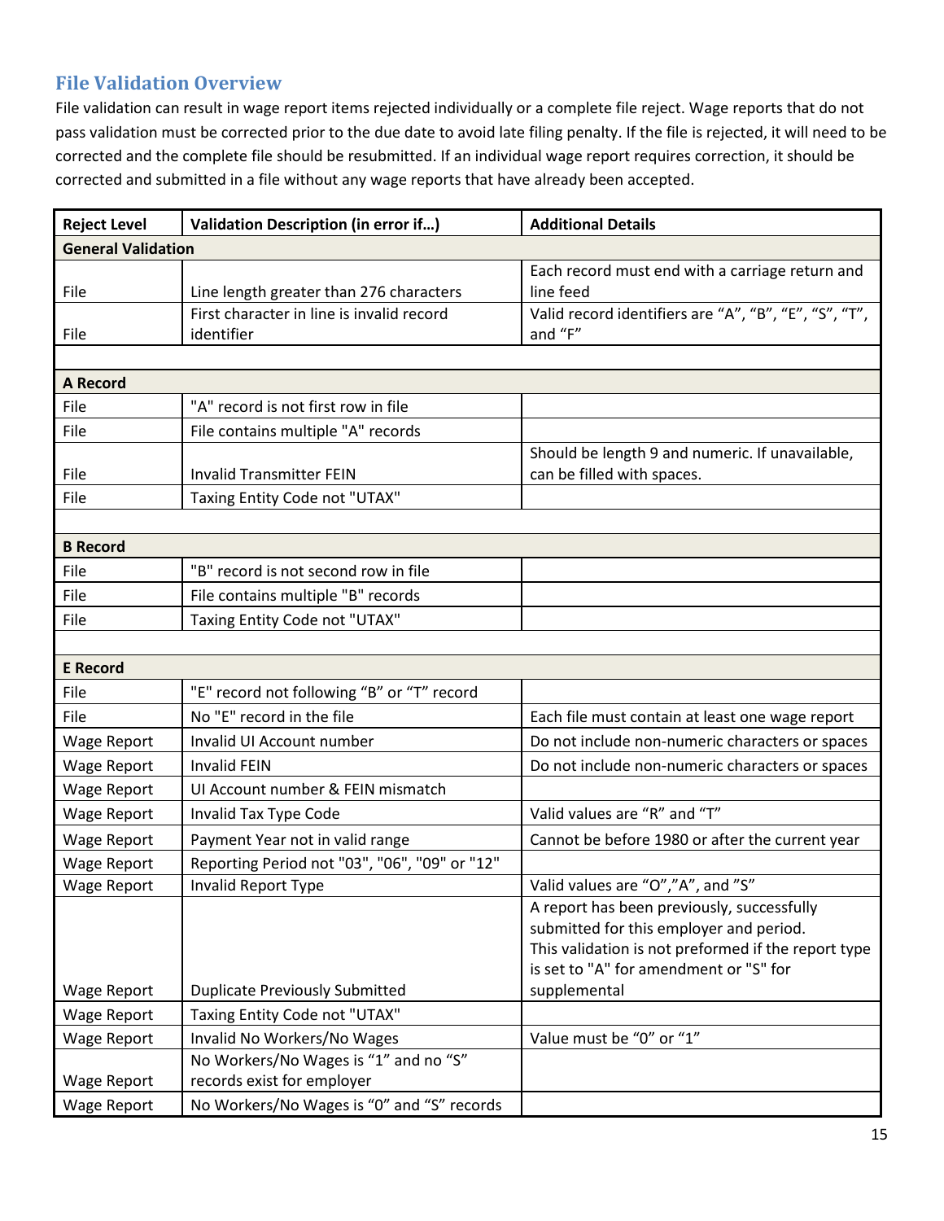## File Validation Overview

File validation can result in wage report items rejected individually or a complete file reject. Wage reports that do not pass validation must be corrected prior to the due date to avoid late filing penalty. If the file is rejected, it will need to be corrected and the complete file should be resubmitted. If an individual wage report requires correction, it should be corrected and submitted in a file without any wage reports that have already been accepted.

| Reject Level | Validation Description (in error if…) | Additional Details |
|---|---|---|
| **General Validation** | | |
| File | Line length greater than 276 characters | Each record must end with a carriage return and line feed |
| File | First character in line is invalid record identifier | Valid record identifiers are “A”, “B”, “E”, “S”, “T”, and “F” |
| | | |
| **A Record** | | |
| File | "A" record is not first row in file | |
| File | File contains multiple "A" records | |
| File | Invalid Transmitter FEIN | Should be length 9 and numeric. If unavailable, can be filled with spaces. |
| File | Taxing Entity Code not "UTAX" | |
| | | |
| **B Record** | | |
| File | "B" record is not second row in file | |
| File | File contains multiple "B" records | |
| File | Taxing Entity Code not "UTAX" | |
| | | |
| **E Record** | | |
| File | "E" record not following “B” or “T” record | |
| File | No "E" record in the file | Each file must contain at least one wage report |
| Wage Report | Invalid UI Account number | Do not include non-numeric characters or spaces |
| Wage Report | Invalid FEIN | Do not include non-numeric characters or spaces |
| Wage Report | UI Account number & FEIN mismatch | |
| Wage Report | Invalid Tax Type Code | Valid values are “R” and “T” |
| Wage Report | Payment Year not in valid range | Cannot be before 1980 or after the current year |
| Wage Report | Reporting Period not "03", "06", "09" or "12" | |
| Wage Report | Invalid Report Type | Valid values are “O”,”A”, and ”S” |
| Wage Report | Duplicate Previously Submitted | A report has been previously, successfully submitted for this employer and period. This validation is not preformed if the report type is set to "A" for amendment or "S" for supplemental |
| Wage Report | Taxing Entity Code not "UTAX" | |
| Wage Report | Invalid No Workers/No Wages | Value must be “0” or “1” |
| Wage Report | No Workers/No Wages is “1” and no “S” records exist for employer | |
| Wage Report | No Workers/No Wages is “0” and “S” records | |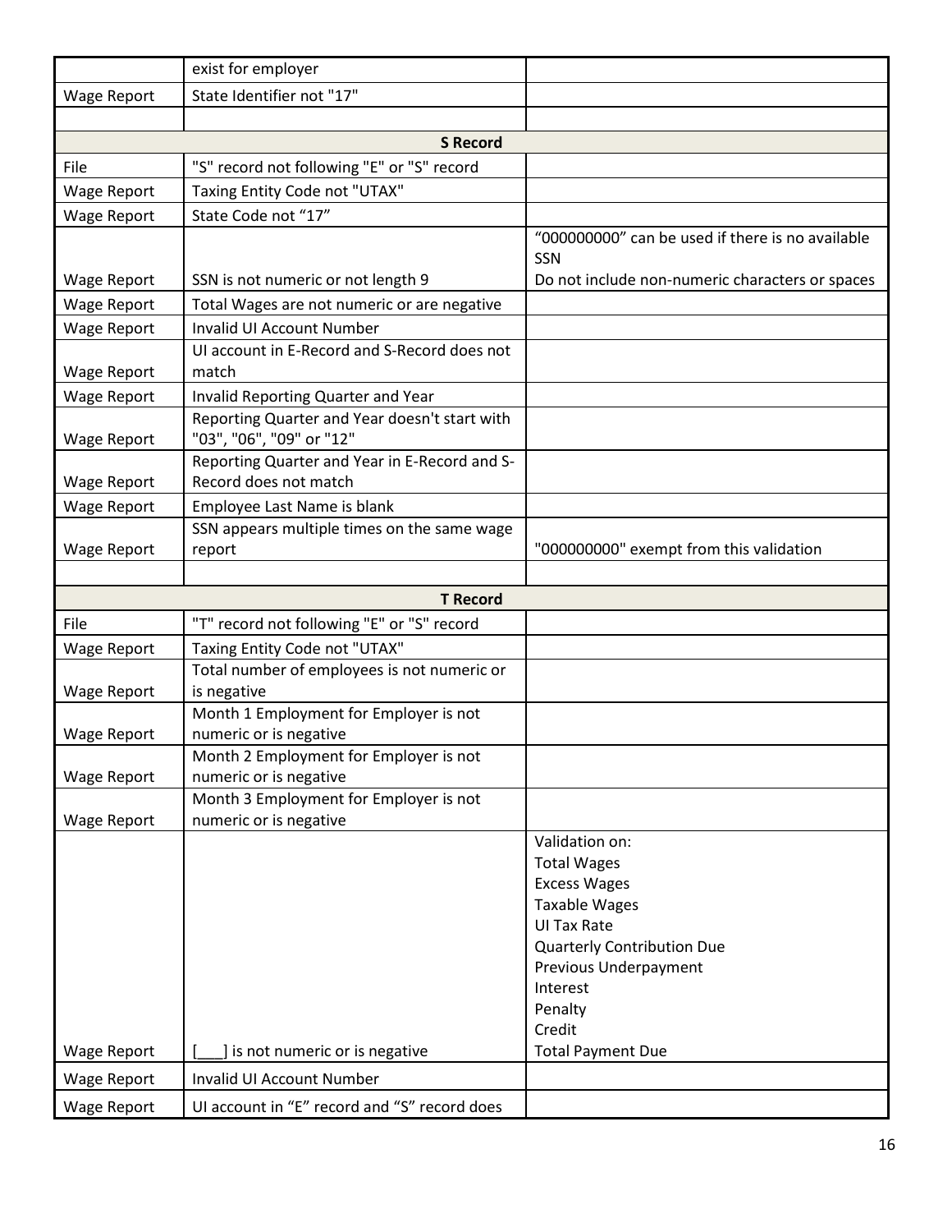| | | |
|---|---|---|
| | exist for employer | |
| Wage Report | State Identifier not "17" | |
| | | |
| **S Record** | | |
| File | "S" record not following "E" or "S" record | |
| Wage Report | Taxing Entity Code not "UTAX" | |
| Wage Report | State Code not "17" | |
| Wage Report | SSN is not numeric or not length 9 | "000000000" can be used if there is no available SSN<br>Do not include non-numeric characters or spaces |
| Wage Report | Total Wages are not numeric or are negative | |
| Wage Report | Invalid UI Account Number | |
| Wage Report | UI account in E-Record and S-Record does not match | |
| Wage Report | Invalid Reporting Quarter and Year | |
| Wage Report | Reporting Quarter and Year doesn't start with "03", "06", "09" or "12" | |
| Wage Report | Reporting Quarter and Year in E-Record and S-Record does not match | |
| Wage Report | Employee Last Name is blank | |
| Wage Report | SSN appears multiple times on the same wage report | "000000000" exempt from this validation |
| | | |
| **T Record** | | |
| File | "T" record not following "E" or "S" record | |
| Wage Report | Taxing Entity Code not "UTAX" | |
| Wage Report | Total number of employees is not numeric or is negative | |
| Wage Report | Month 1 Employment for Employer is not numeric or is negative | |
| Wage Report | Month 2 Employment for Employer is not numeric or is negative | |
| Wage Report | Month 3 Employment for Employer is not numeric or is negative | |
| Wage Report | [___] is not numeric or is negative | Validation on:<br>Total Wages<br>Excess Wages<br>Taxable Wages<br>UI Tax Rate<br>Quarterly Contribution Due<br>Previous Underpayment<br>Interest<br>Penalty<br>Credit<br>Total Payment Due |
| Wage Report | Invalid UI Account Number | |
| Wage Report | UI account in "E" record and "S" record does | |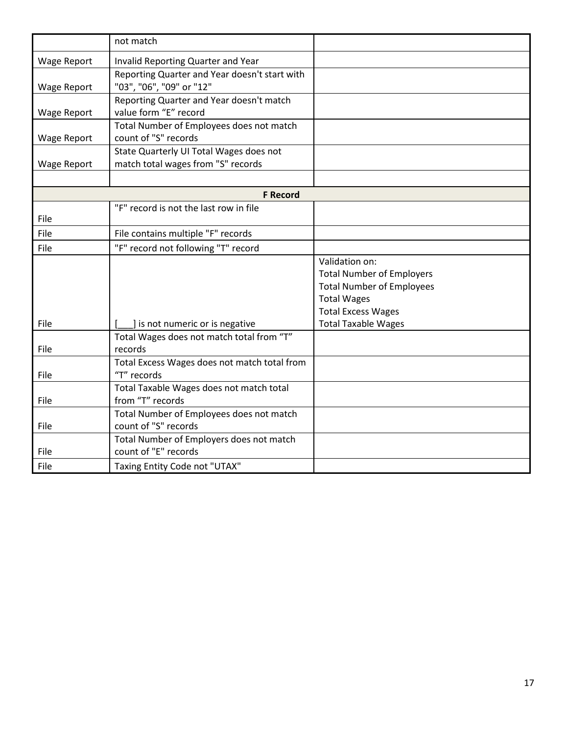| | | |
|---|---|---|
| | not match | |
| Wage Report | Invalid Reporting Quarter and Year | |
| Wage Report | Reporting Quarter and Year doesn't start with "03", "06", "09" or "12" | |
| Wage Report | Reporting Quarter and Year doesn't match value form "E" record | |
| Wage Report | Total Number of Employees does not match count of "S" records | |
| Wage Report | State Quarterly UI Total Wages does not match total wages from "S" records | |
| | | |
| **F Record** | | |
| File | "F" record is not the last row in file | |
| File | File contains multiple "F" records | |
| File | "F" record not following "T" record | |
| File | [___] is not numeric or is negative | Validation on:<br>Total Number of Employers<br>Total Number of Employees<br>Total Wages<br>Total Excess Wages<br>Total Taxable Wages |
| File | Total Wages does not match total from "T" records | |
| File | Total Excess Wages does not match total from "T" records | |
| File | Total Taxable Wages does not match total from "T" records | |
| File | Total Number of Employees does not match count of "S" records | |
| File | Total Number of Employers does not match count of "E" records | |
| File | Taxing Entity Code not "UTAX" | |